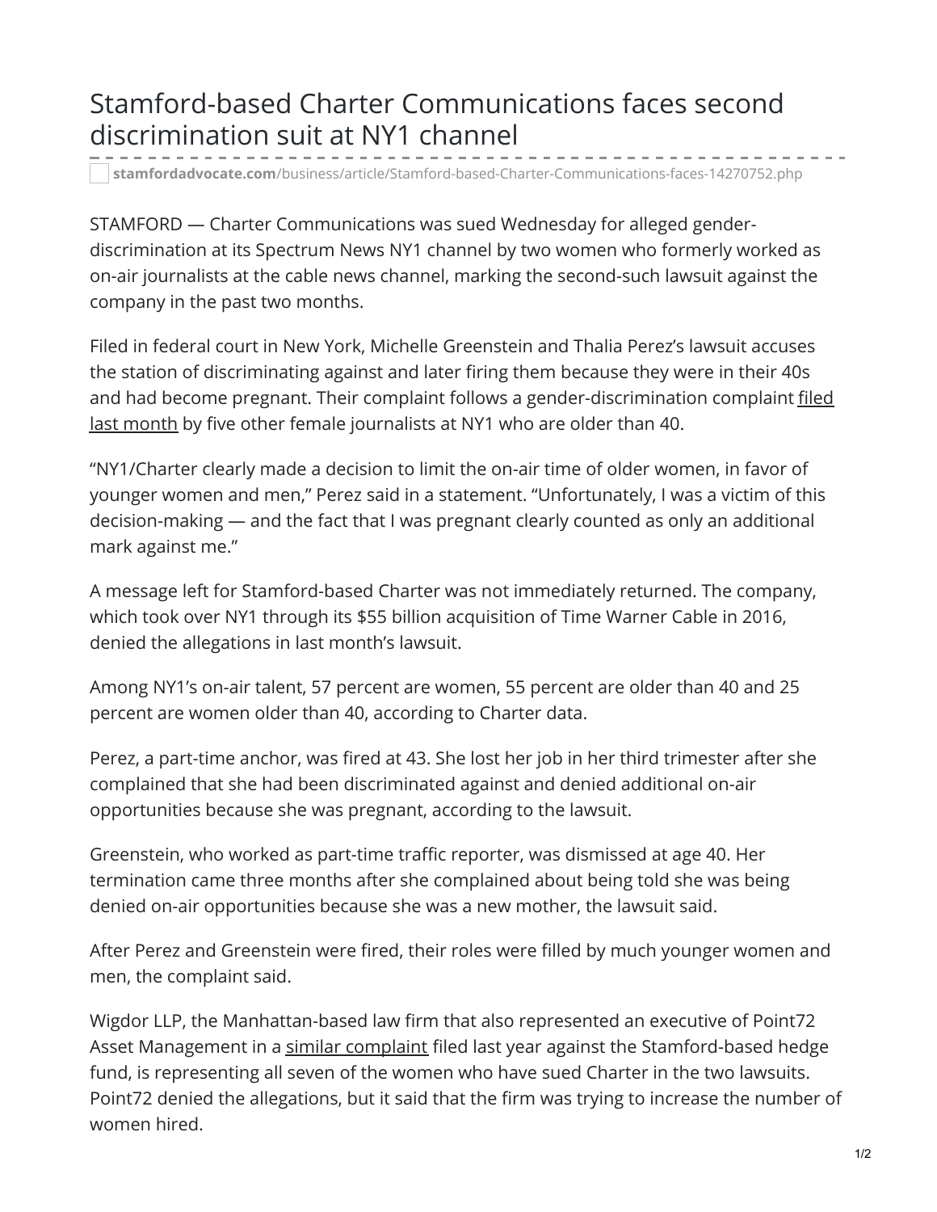# Stamford-based Charter Communications faces second discrimination suit at NY1 channel

**stamfordadvocate.com**/business/article/Stamford-based-Charter-Communications-faces-14270752.php

STAMFORD — Charter Communications was sued Wednesday for alleged gender-discrimination at its Spectrum News NY1 channel by two women who formerly worked as on-air journalists at the cable news channel, marking the second-such lawsuit against the company in the past two months.

Filed in federal court in New York, Michelle Greenstein and Thalia Perez's lawsuit accuses the station of discriminating against and later firing them because they were in their 40s and had become pregnant. Their complaint follows a gender-discrimination complaint filed last month by five other female journalists at NY1 who are older than 40.

"NY1/Charter clearly made a decision to limit the on-air time of older women, in favor of younger women and men," Perez said in a statement. "Unfortunately, I was a victim of this decision-making — and the fact that I was pregnant clearly counted as only an additional mark against me."

A message left for Stamford-based Charter was not immediately returned. The company, which took over NY1 through its $55 billion acquisition of Time Warner Cable in 2016, denied the allegations in last month's lawsuit.

Among NY1's on-air talent, 57 percent are women, 55 percent are older than 40 and 25 percent are women older than 40, according to Charter data.

Perez, a part-time anchor, was fired at 43. She lost her job in her third trimester after she complained that she had been discriminated against and denied additional on-air opportunities because she was pregnant, according to the lawsuit.

Greenstein, who worked as part-time traffic reporter, was dismissed at age 40. Her termination came three months after she complained about being told she was being denied on-air opportunities because she was a new mother, the lawsuit said.

After Perez and Greenstein were fired, their roles were filled by much younger women and men, the complaint said.

Wigdor LLP, the Manhattan-based law firm that also represented an executive of Point72 Asset Management in a similar complaint filed last year against the Stamford-based hedge fund, is representing all seven of the women who have sued Charter in the two lawsuits. Point72 denied the allegations, but it said that the firm was trying to increase the number of women hired.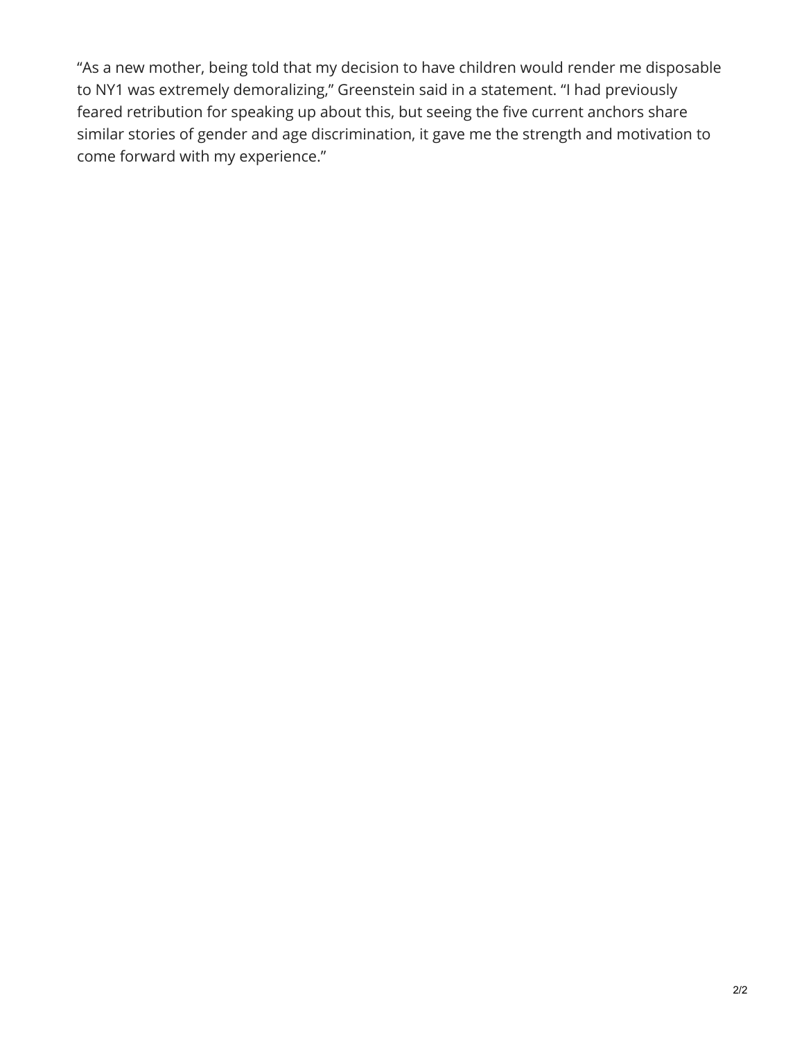"As a new mother, being told that my decision to have children would render me disposable to NY1 was extremely demoralizing," Greenstein said in a statement. "I had previously feared retribution for speaking up about this, but seeing the five current anchors share similar stories of gender and age discrimination, it gave me the strength and motivation to come forward with my experience."